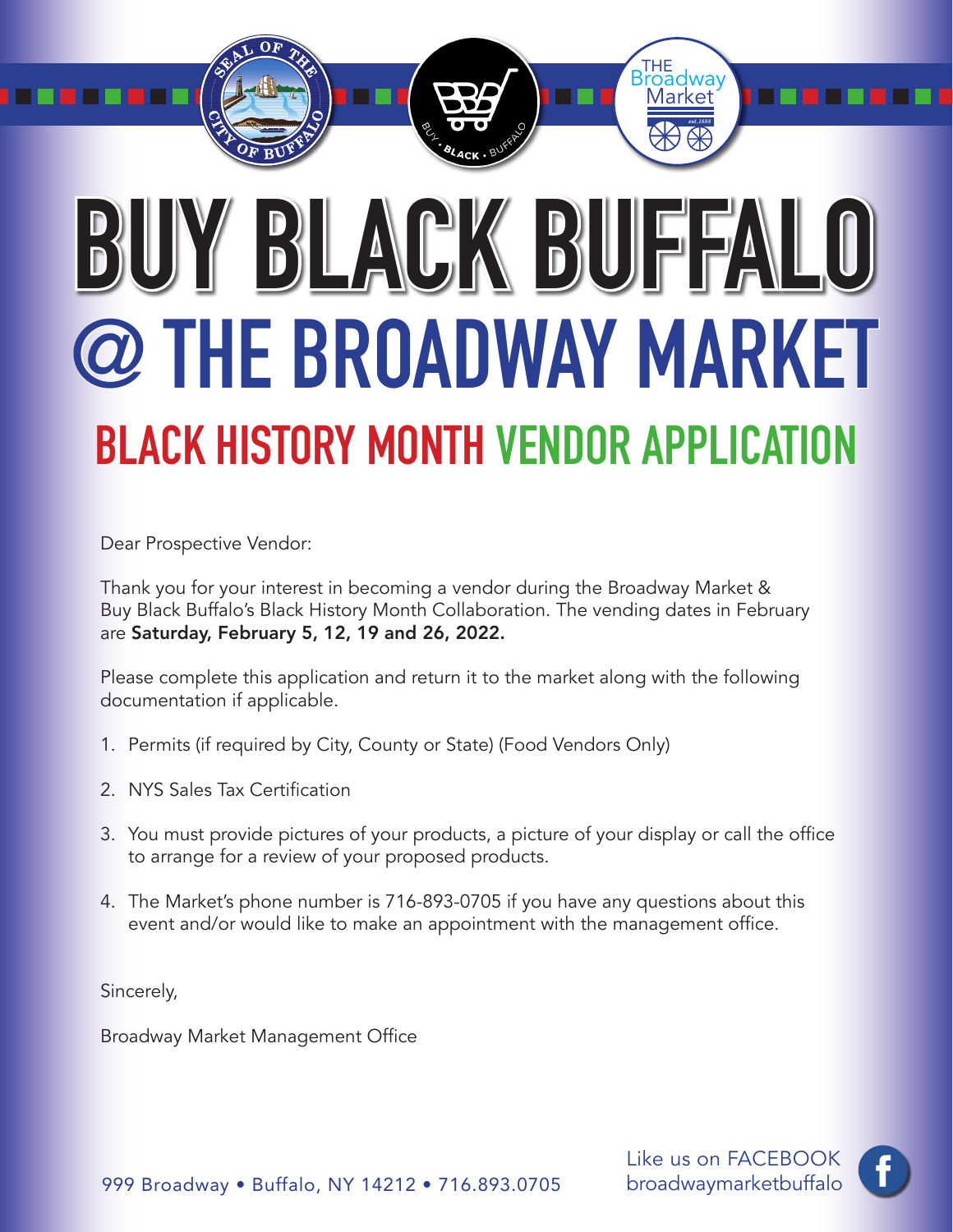# BUY BLACK BUFFALO

# @ THE BROADWAY MARKET

## BLACK HISTORY MONTH VENDOR APPLICATION

Dear Prospective Vendor:

Thank you for your interest in becoming a vendor during the Broadway Market & Buy Black Buffalo's Black History Month Collaboration. The vending dates in February are **Saturday, February 5, 12, 19 and 26, 2022.**

Please complete this application and return it to the market along with the following documentation if applicable.

1. Permits (if required by City, County or State) (Food Vendors Only)
2. NYS Sales Tax Certification
3. You must provide pictures of your products, a picture of your display or call the office to arrange for a review of your proposed products.
4. The Market's phone number is 716-893-0705 if you have any questions about this event and/or would like to make an appointment with the management office.

Sincerely,

Broadway Market Management Office

999 Broadway • Buffalo, NY 14212 • 716.893.0705

Like us on FACEBOOK
broadwaymarketbuffalo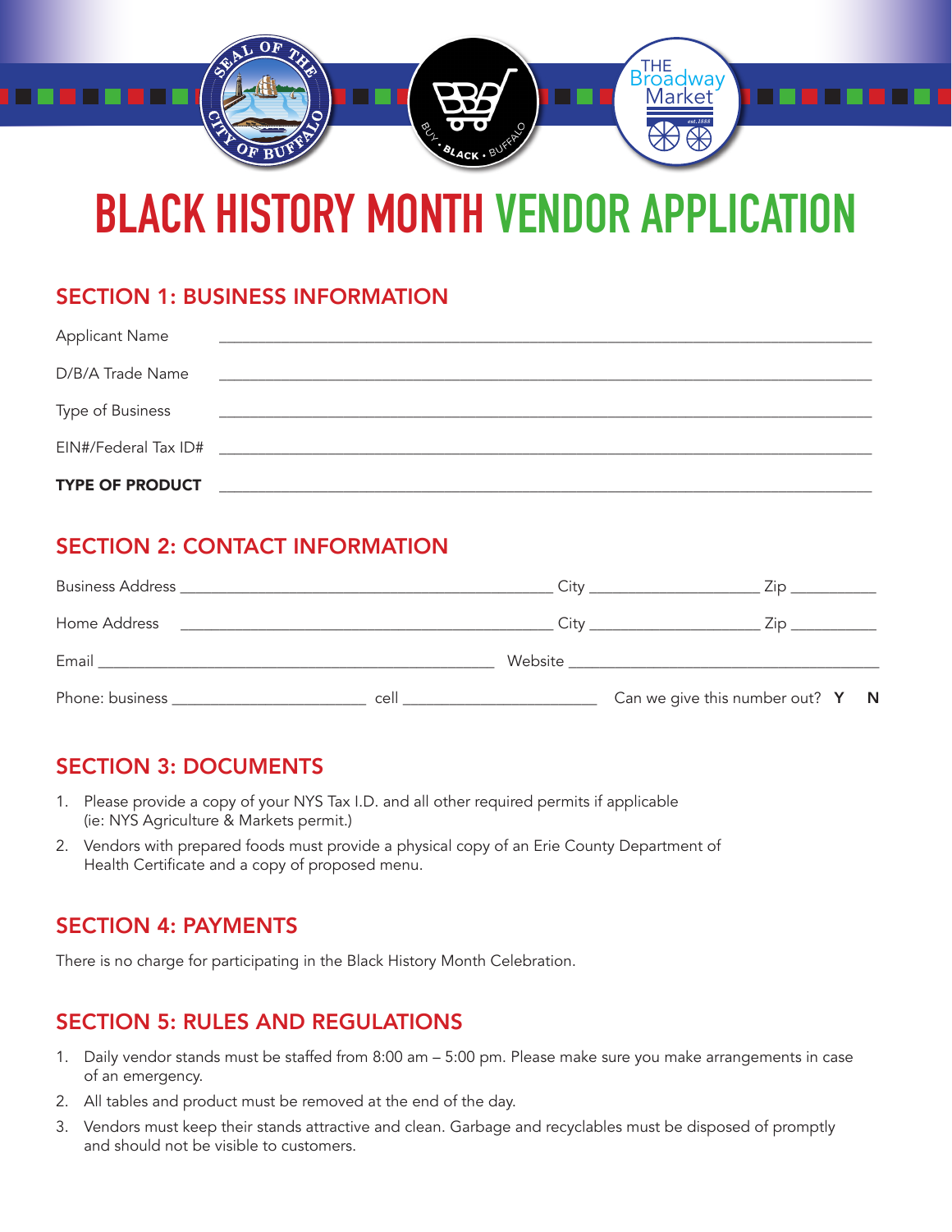# BLACK HISTORY MONTH VENDOR APPLICATION

## SECTION 1: BUSINESS INFORMATION

Applicant Name ____________________________________________

D/B/A Trade Name ____________________________________________

Type of Business ____________________________________________

EIN#/Federal Tax ID# ____________________________________________

**TYPE OF PRODUCT** ____________________________________________

## SECTION 2: CONTACT INFORMATION

Business Address ______________________ City ____________ Zip ________

Home Address ______________________ City ____________ Zip ________

Email ______________________ Website ______________________

Phone: business ____________ cell ____________ Can we give this number out? **Y** **N**

## SECTION 3: DOCUMENTS

1. Please provide a copy of your NYS Tax I.D. and all other required permits if applicable (ie: NYS Agriculture & Markets permit.)
2. Vendors with prepared foods must provide a physical copy of an Erie County Department of Health Certificate and a copy of proposed menu.

## SECTION 4: PAYMENTS

There is no charge for participating in the Black History Month Celebration.

## SECTION 5: RULES AND REGULATIONS

1. Daily vendor stands must be staffed from 8:00 am – 5:00 pm. Please make sure you make arrangements in case of an emergency.
2. All tables and product must be removed at the end of the day.
3. Vendors must keep their stands attractive and clean. Garbage and recyclables must be disposed of promptly and should not be visible to customers.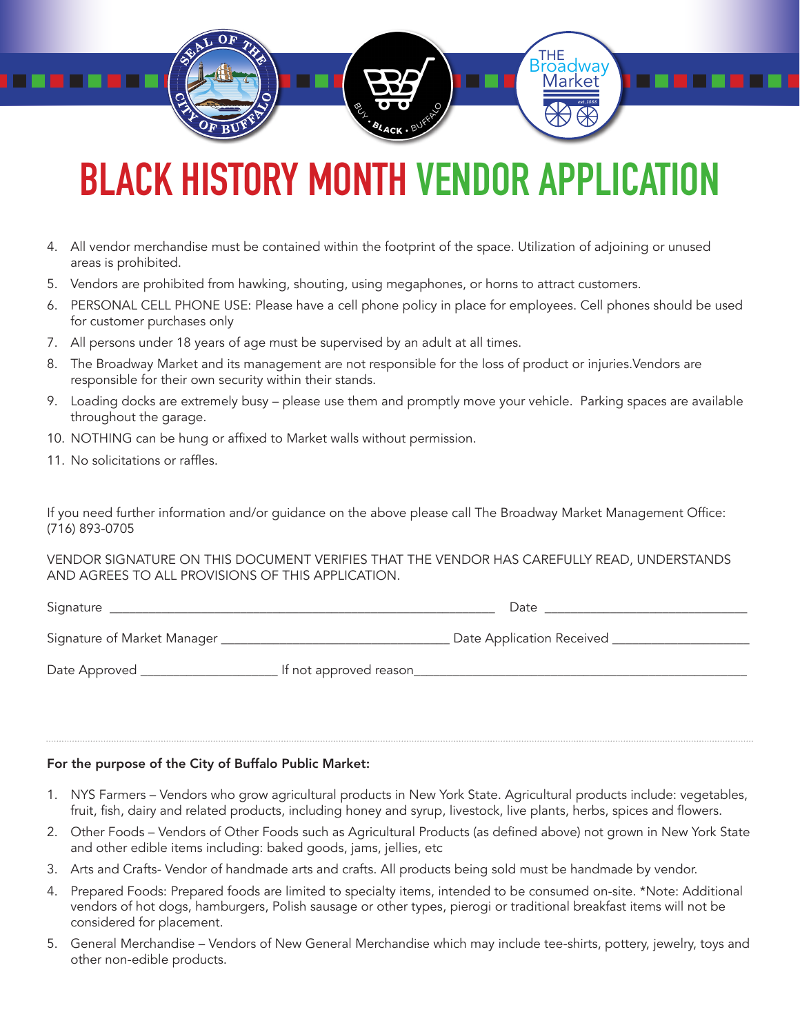# BLACK HISTORY MONTH VENDOR APPLICATION

4. All vendor merchandise must be contained within the footprint of the space. Utilization of adjoining or unused areas is prohibited.
5. Vendors are prohibited from hawking, shouting, using megaphones, or horns to attract customers.
6. PERSONAL CELL PHONE USE: Please have a cell phone policy in place for employees. Cell phones should be used for customer purchases only
7. All persons under 18 years of age must be supervised by an adult at all times.
8. The Broadway Market and its management are not responsible for the loss of product or injuries.Vendors are responsible for their own security within their stands.
9. Loading docks are extremely busy – please use them and promptly move your vehicle. Parking spaces are available throughout the garage.
10. NOTHING can be hung or affixed to Market walls without permission.
11. No solicitations or raffles.

If you need further information and/or guidance on the above please call The Broadway Market Management Office: (716) 893-0705

VENDOR SIGNATURE ON THIS DOCUMENT VERIFIES THAT THE VENDOR HAS CAREFULLY READ, UNDERSTANDS AND AGREES TO ALL PROVISIONS OF THIS APPLICATION.

Signature ______________________________ Date ____________________

Signature of Market Manager ______________________ Date Application Received ______________

Date Approved ______________ If not approved reason______________________________

**For the purpose of the City of Buffalo Public Market:**

1. NYS Farmers – Vendors who grow agricultural products in New York State. Agricultural products include: vegetables, fruit, fish, dairy and related products, including honey and syrup, livestock, live plants, herbs, spices and flowers.
2. Other Foods – Vendors of Other Foods such as Agricultural Products (as defined above) not grown in New York State and other edible items including: baked goods, jams, jellies, etc
3. Arts and Crafts- Vendor of handmade arts and crafts. All products being sold must be handmade by vendor.
4. Prepared Foods: Prepared foods are limited to specialty items, intended to be consumed on-site. *Note: Additional vendors of hot dogs, hamburgers, Polish sausage or other types, pierogi or traditional breakfast items will not be considered for placement.
5. General Merchandise – Vendors of New General Merchandise which may include tee-shirts, pottery, jewelry, toys and other non-edible products.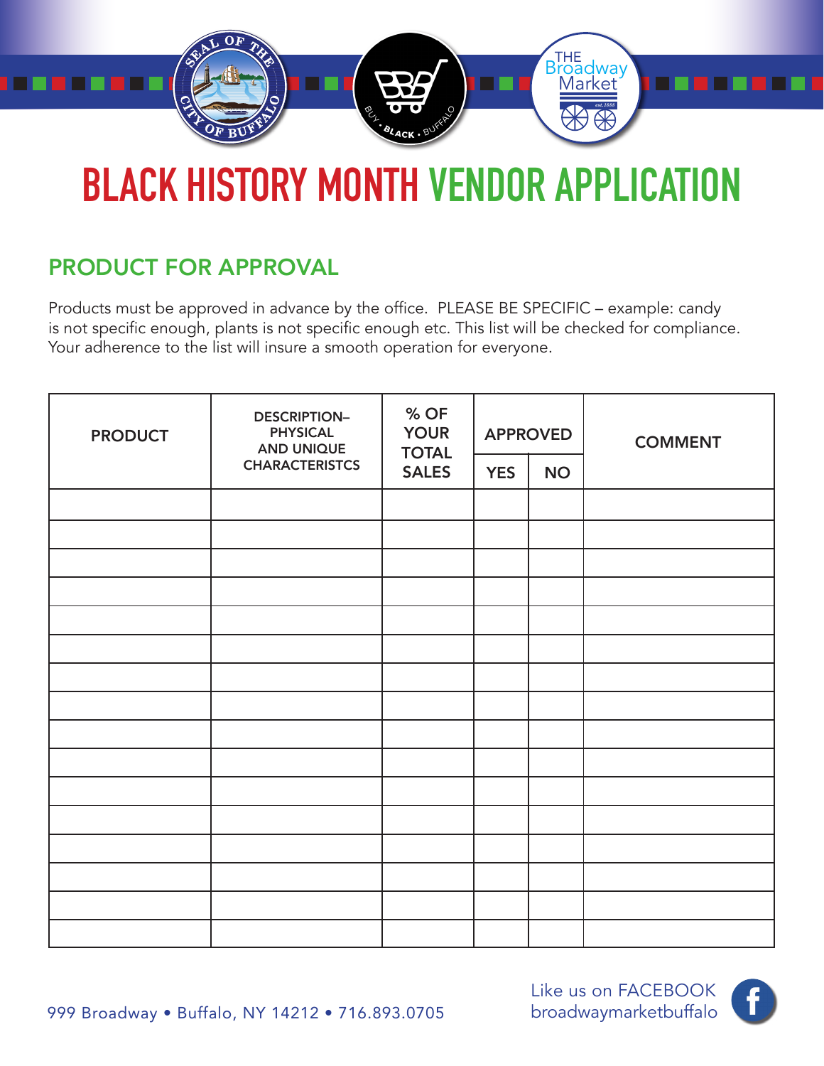# BLACK HISTORY MONTH VENDOR APPLICATION

## PRODUCT FOR APPROVAL

Products must be approved in advance by the office. PLEASE BE SPECIFIC – example: candy is not specific enough, plants is not specific enough etc. This list will be checked for compliance. Your adherence to the list will insure a smooth operation for everyone.

| PRODUCT | DESCRIPTION–PHYSICAL AND UNIQUE CHARACTERISTCS | % OF YOUR TOTAL SALES | APPROVED | | COMMENT |
|---|---|---|---|---|---|
| | | | YES | NO | |
| | | | | | |
| | | | | | |
| | | | | | |
| | | | | | |
| | | | | | |
| | | | | | |
| | | | | | |
| | | | | | |
| | | | | | |
| | | | | | |
| | | | | | |
| | | | | | |
| | | | | | |
| | | | | | |
| | | | | | |
| | | | | | |

999 Broadway • Buffalo, NY 14212 • 716.893.0705

Like us on FACEBOOK
broadwaymarketbuffalo